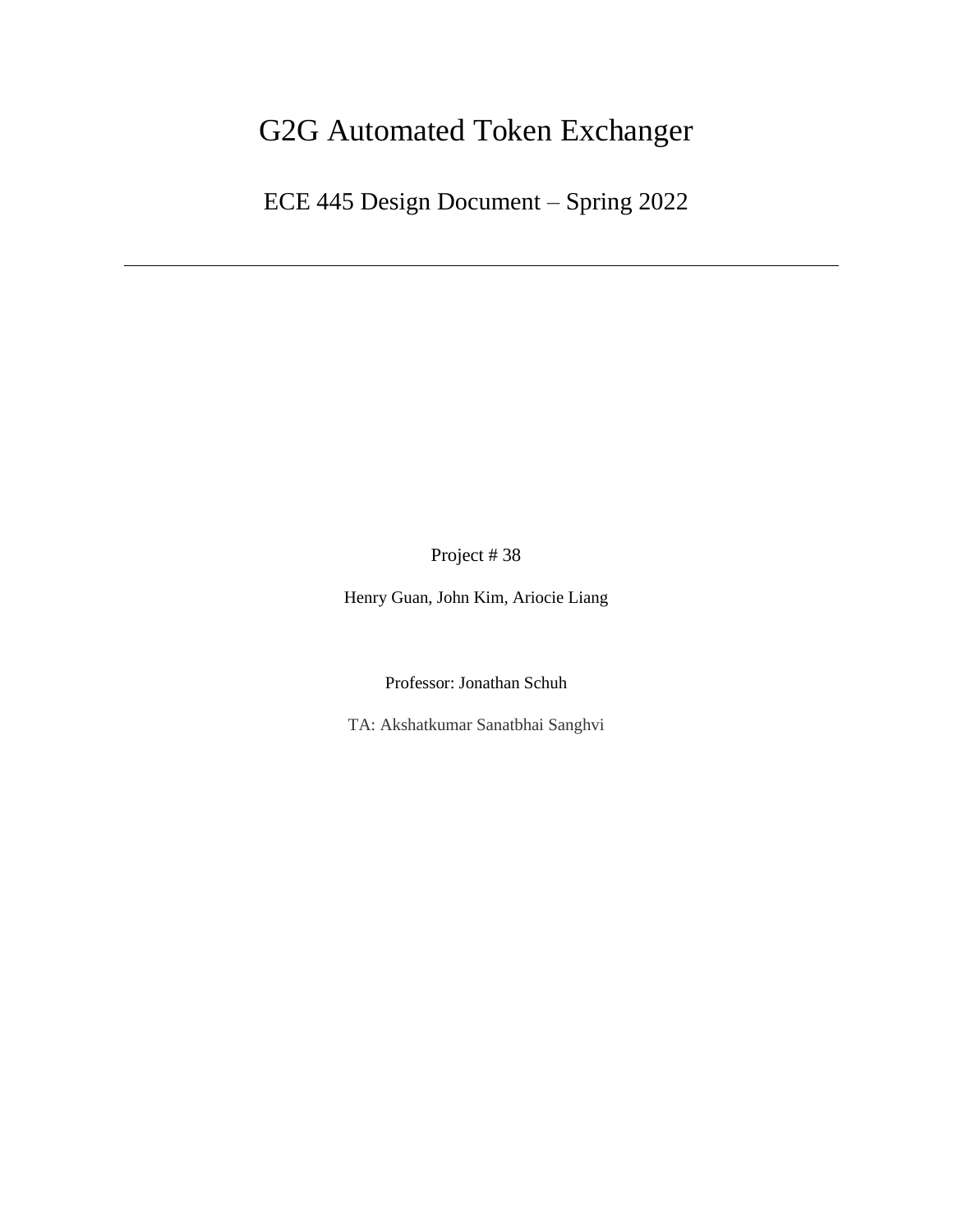# G2G Automated Token Exchanger

## ECE 445 Design Document – Spring 2022

---

Project # 38

Henry Guan, John Kim, Ariocie Liang

Professor: Jonathan Schuh

TA: Akshatkumar Sanatbhai Sanghvi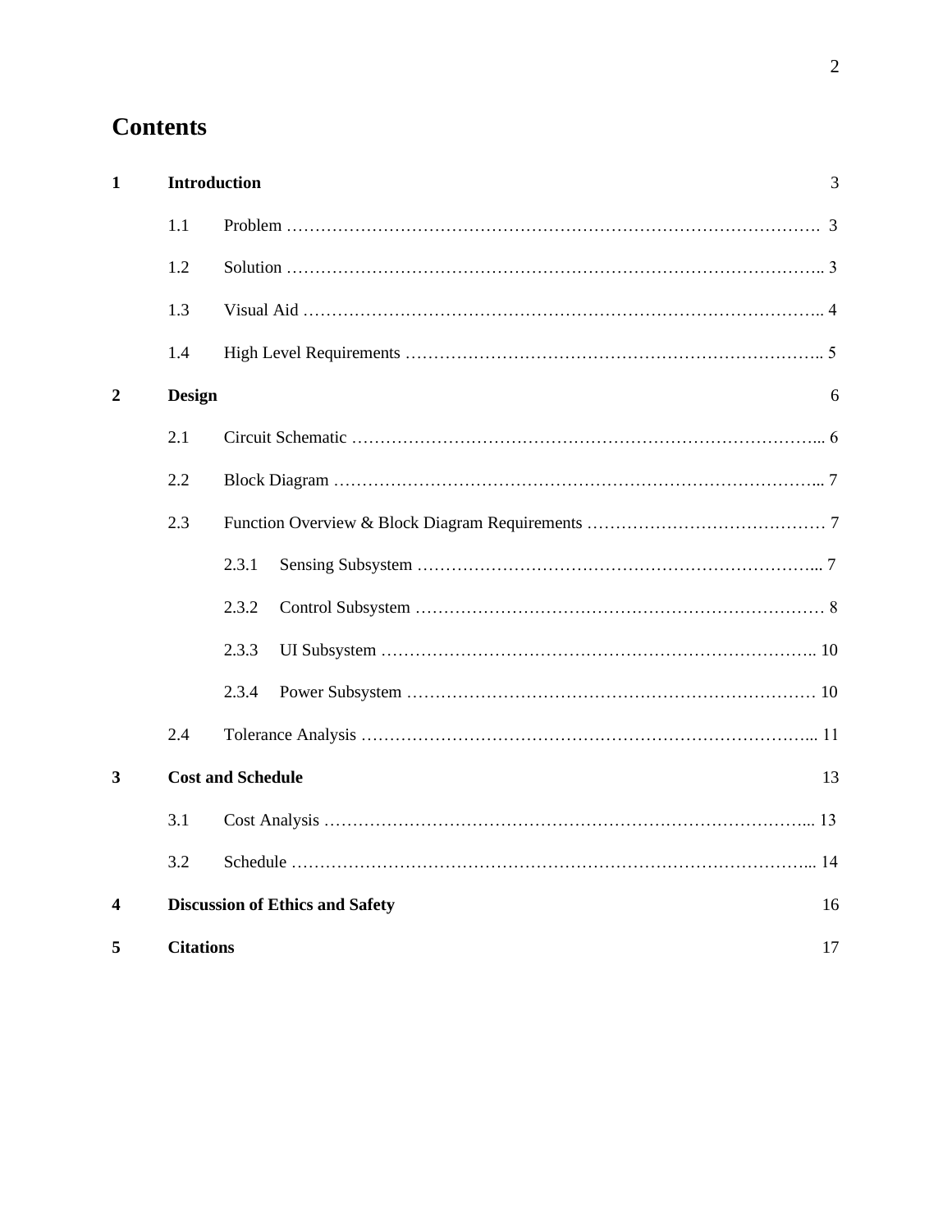# Contents

**1 Introduction** 3

1.1 Problem ………………………………………………………………………………… 3

1.2 Solution ………………………………………………………………………………... 3

1.3 Visual Aid …………………………………………………………………………….. 4

1.4 High Level Requirements ……………………………………………………………….. 5

**2 Design** 6

2.1 Circuit Schematic ………………………………………………………………………... 6

2.2 Block Diagram …………………………………………………………………………... 7

2.3 Function Overview & Block Diagram Requirements …………………………………… 7

2.3.1 Sensing Subsystem …………………………………………………………... 7

2.3.2 Control Subsystem ………………………………………………………………… 8

2.3.3 UI Subsystem …………………………………………………………………….. 10

2.3.4 Power Subsystem ………………………………………………………………… 10

2.4 Tolerance Analysis ……………………………………………………………………... 11

**3 Cost and Schedule** 13

3.1 Cost Analysis …………………………………………………………………………... 13

3.2 Schedule ……………………………………………………………………………….... 14

**4 Discussion of Ethics and Safety** 16

**5 Citations** 17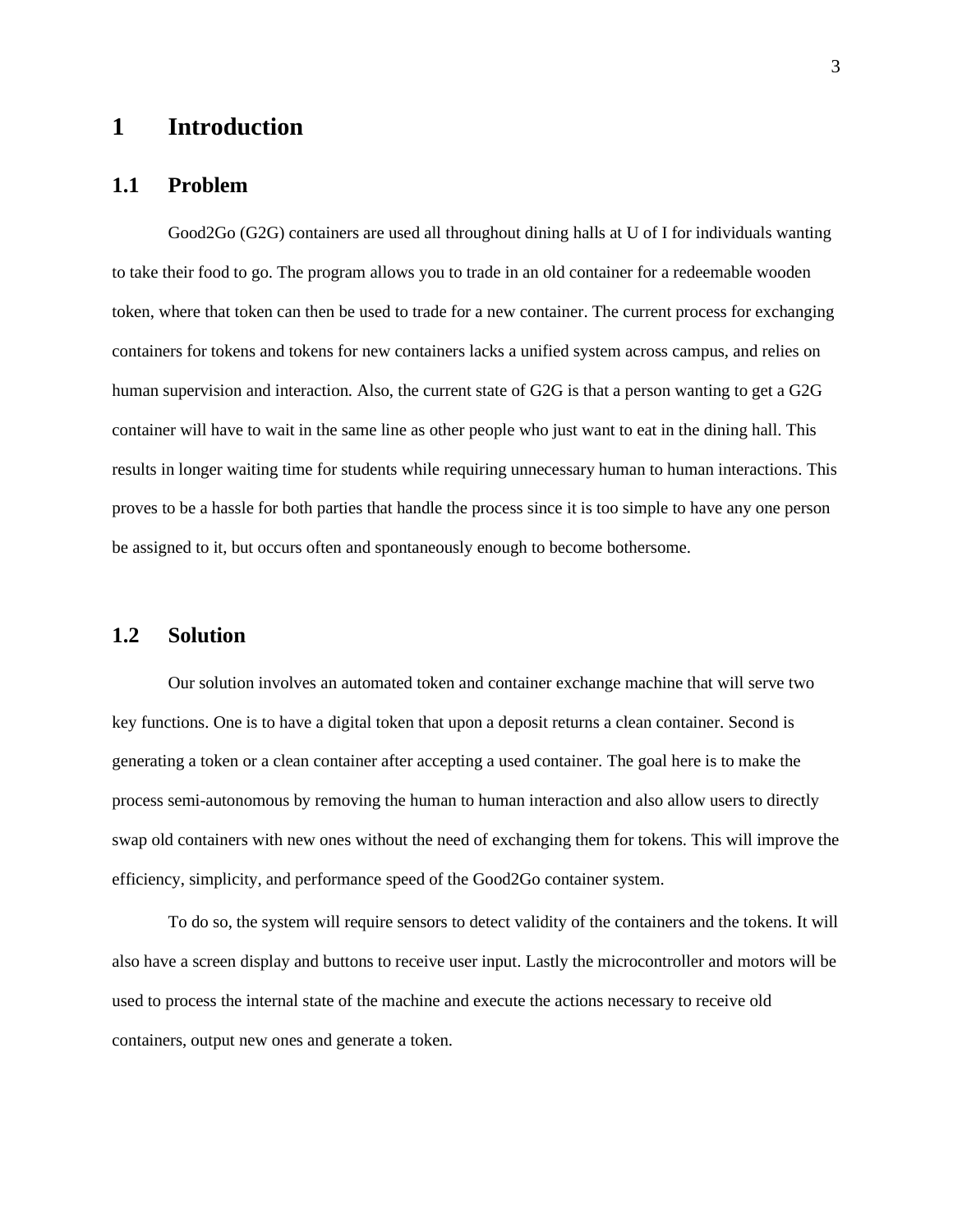# 1 Introduction

## 1.1 Problem

Good2Go (G2G) containers are used all throughout dining halls at U of I for individuals wanting to take their food to go. The program allows you to trade in an old container for a redeemable wooden token, where that token can then be used to trade for a new container. The current process for exchanging containers for tokens and tokens for new containers lacks a unified system across campus, and relies on human supervision and interaction. Also, the current state of G2G is that a person wanting to get a G2G container will have to wait in the same line as other people who just want to eat in the dining hall. This results in longer waiting time for students while requiring unnecessary human to human interactions. This proves to be a hassle for both parties that handle the process since it is too simple to have any one person be assigned to it, but occurs often and spontaneously enough to become bothersome.

## 1.2 Solution

Our solution involves an automated token and container exchange machine that will serve two key functions. One is to have a digital token that upon a deposit returns a clean container. Second is generating a token or a clean container after accepting a used container. The goal here is to make the process semi-autonomous by removing the human to human interaction and also allow users to directly swap old containers with new ones without the need of exchanging them for tokens. This will improve the efficiency, simplicity, and performance speed of the Good2Go container system.

To do so, the system will require sensors to detect validity of the containers and the tokens. It will also have a screen display and buttons to receive user input. Lastly the microcontroller and motors will be used to process the internal state of the machine and execute the actions necessary to receive old containers, output new ones and generate a token.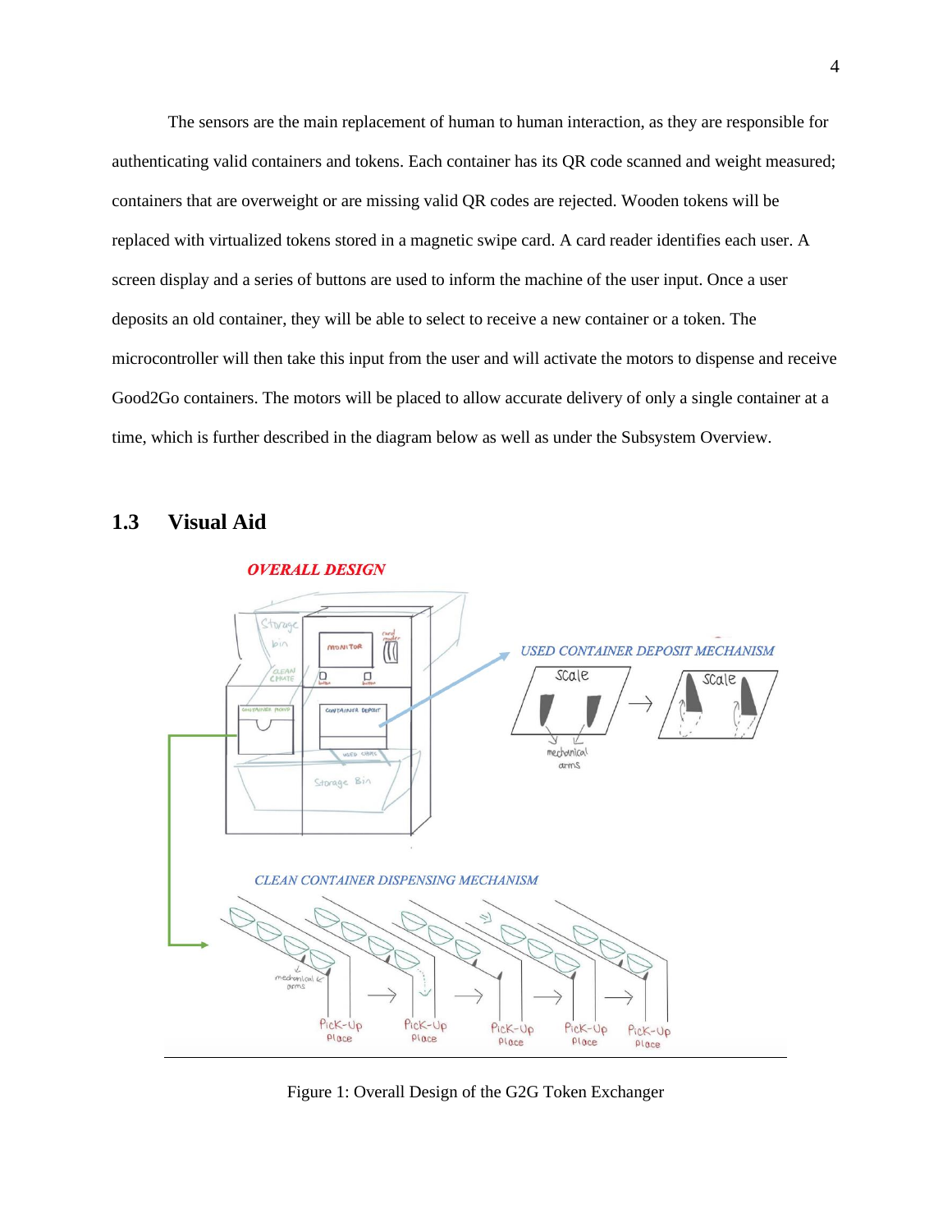The sensors are the main replacement of human to human interaction, as they are responsible for authenticating valid containers and tokens. Each container has its QR code scanned and weight measured; containers that are overweight or are missing valid QR codes are rejected. Wooden tokens will be replaced with virtualized tokens stored in a magnetic swipe card. A card reader identifies each user. A screen display and a series of buttons are used to inform the machine of the user input. Once a user deposits an old container, they will be able to select to receive a new container or a token. The microcontroller will then take this input from the user and will activate the motors to dispense and receive Good2Go containers. The motors will be placed to allow accurate delivery of only a single container at a time, which is further described in the diagram below as well as under the Subsystem Overview.

## 1.3 Visual Aid

Figure 1: Overall Design of the G2G Token Exchanger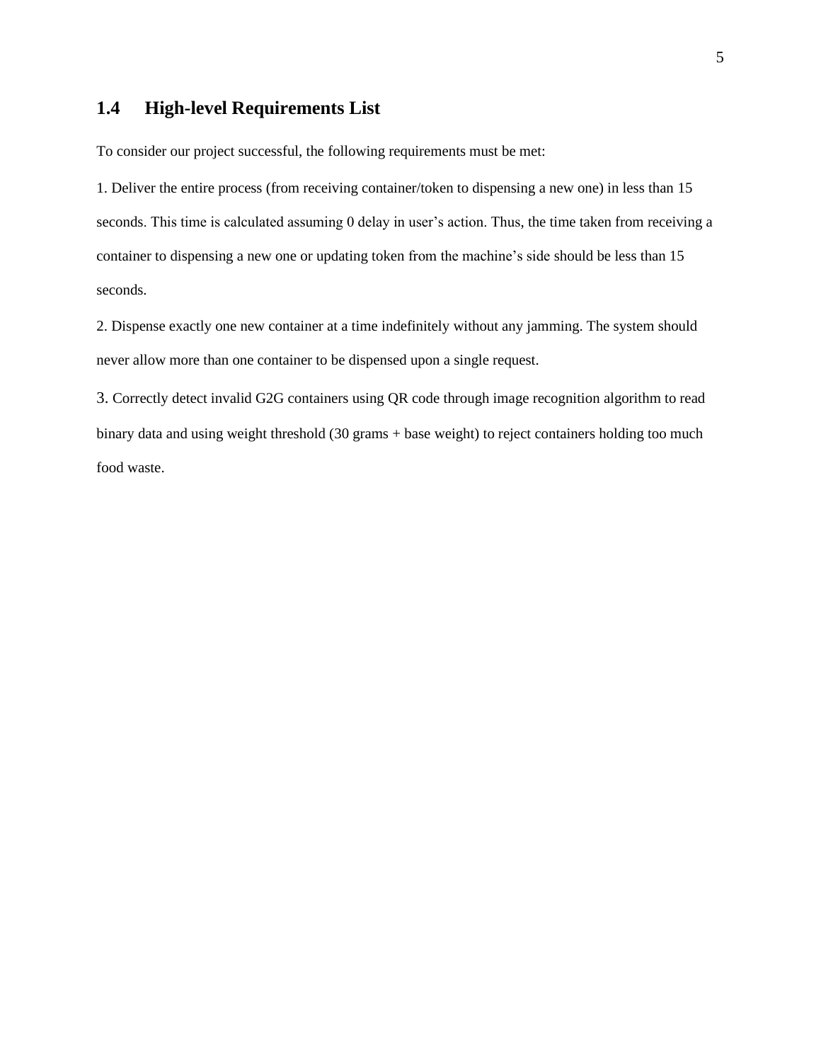## 1.4 High-level Requirements List

To consider our project successful, the following requirements must be met:

1. Deliver the entire process (from receiving container/token to dispensing a new one) in less than 15 seconds. This time is calculated assuming 0 delay in user's action. Thus, the time taken from receiving a container to dispensing a new one or updating token from the machine's side should be less than 15 seconds.

2. Dispense exactly one new container at a time indefinitely without any jamming. The system should never allow more than one container to be dispensed upon a single request.

3. Correctly detect invalid G2G containers using QR code through image recognition algorithm to read binary data and using weight threshold (30 grams + base weight) to reject containers holding too much food waste.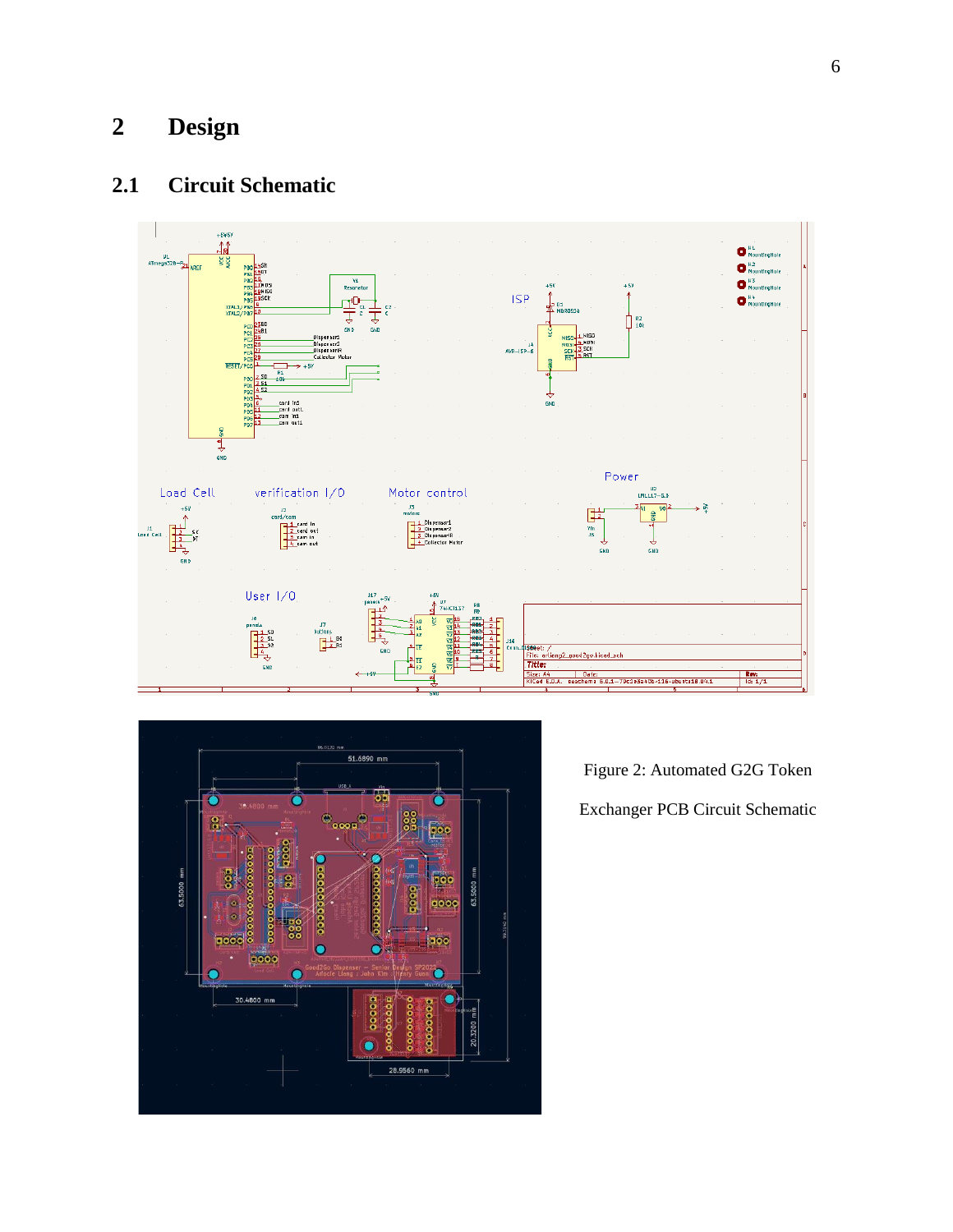# 2 Design

## 2.1 Circuit Schematic

Figure 2: Automated G2G Token Exchanger PCB Circuit Schematic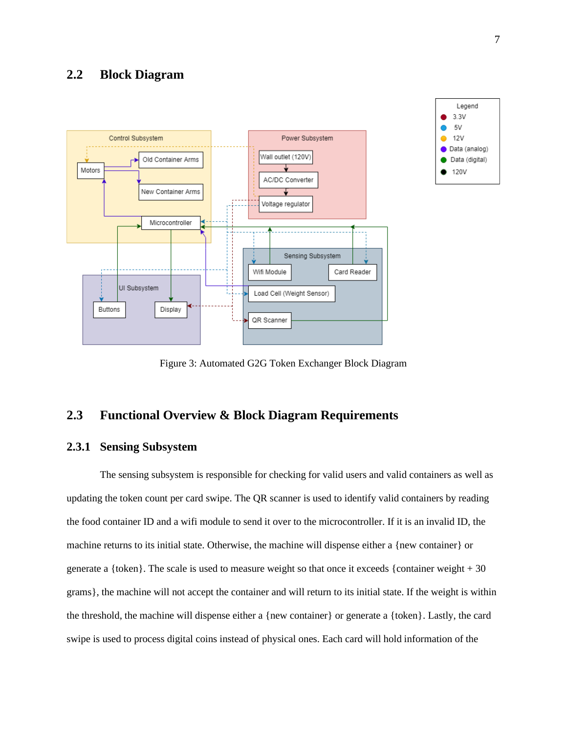## 2.2 Block Diagram

Figure 3: Automated G2G Token Exchanger Block Diagram

## 2.3 Functional Overview & Block Diagram Requirements

### 2.3.1 Sensing Subsystem

The sensing subsystem is responsible for checking for valid users and valid containers as well as updating the token count per card swipe. The QR scanner is used to identify valid containers by reading the food container ID and a wifi module to send it over to the microcontroller. If it is an invalid ID, the machine returns to its initial state. Otherwise, the machine will dispense either a {new container} or generate a {token}. The scale is used to measure weight so that once it exceeds {container weight + 30 grams}, the machine will not accept the container and will return to its initial state. If the weight is within the threshold, the machine will dispense either a {new container} or generate a {token}. Lastly, the card swipe is used to process digital coins instead of physical ones. Each card will hold information of the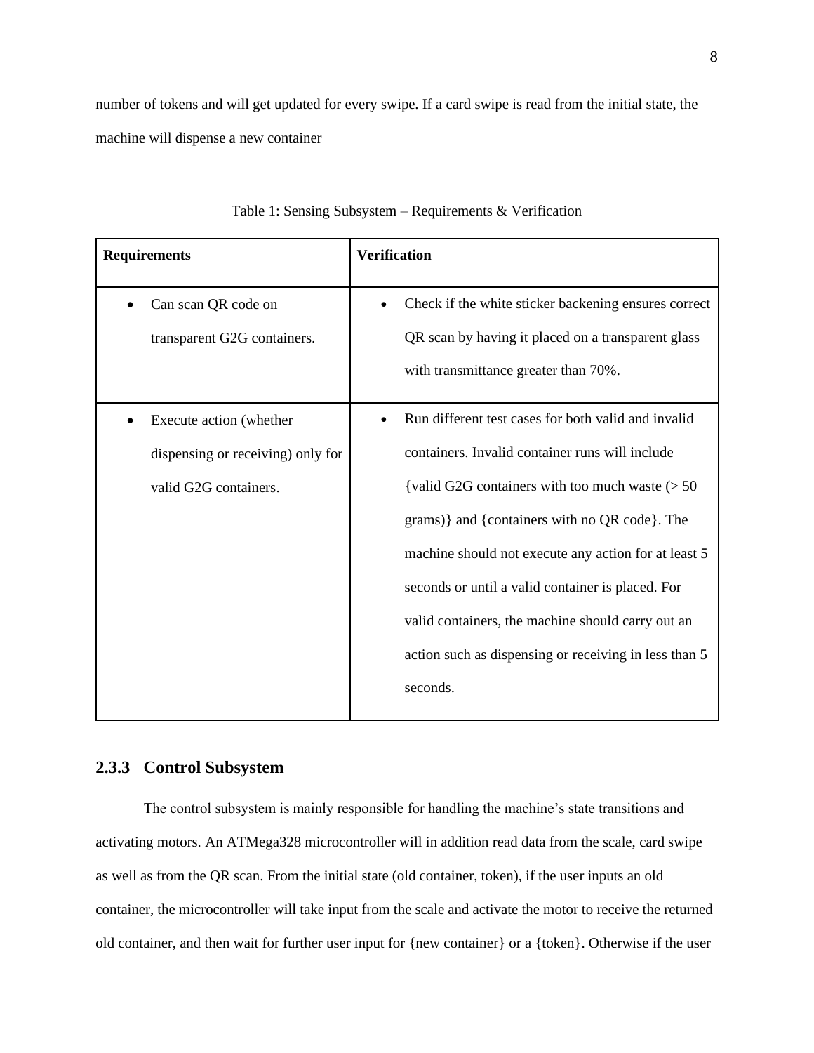number of tokens and will get updated for every swipe. If a card swipe is read from the initial state, the machine will dispense a new container

Table 1: Sensing Subsystem – Requirements & Verification

| Requirements | Verification |
| --- | --- |
| • Can scan QR code on transparent G2G containers. | • Check if the white sticker backening ensures correct QR scan by having it placed on a transparent glass with transmittance greater than 70%. |
| • Execute action (whether dispensing or receiving) only for valid G2G containers. | • Run different test cases for both valid and invalid containers. Invalid container runs will include {valid G2G containers with too much waste (> 50 grams)} and {containers with no QR code}. The machine should not execute any action for at least 5 seconds or until a valid container is placed. For valid containers, the machine should carry out an action such as dispensing or receiving in less than 5 seconds. |

### 2.3.3 Control Subsystem

The control subsystem is mainly responsible for handling the machine's state transitions and activating motors. An ATMega328 microcontroller will in addition read data from the scale, card swipe as well as from the QR scan. From the initial state (old container, token), if the user inputs an old container, the microcontroller will take input from the scale and activate the motor to receive the returned old container, and then wait for further user input for {new container} or a {token}. Otherwise if the user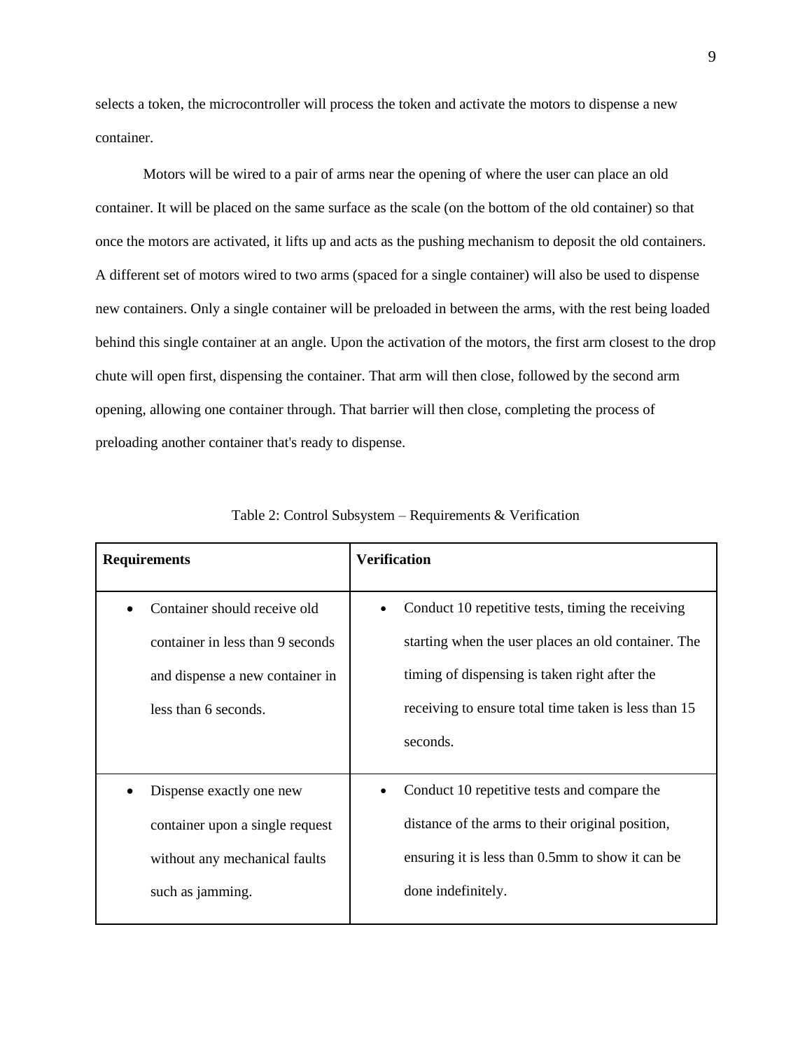selects a token, the microcontroller will process the token and activate the motors to dispense a new container.

Motors will be wired to a pair of arms near the opening of where the user can place an old container. It will be placed on the same surface as the scale (on the bottom of the old container) so that once the motors are activated, it lifts up and acts as the pushing mechanism to deposit the old containers. A different set of motors wired to two arms (spaced for a single container) will also be used to dispense new containers. Only a single container will be preloaded in between the arms, with the rest being loaded behind this single container at an angle. Upon the activation of the motors, the first arm closest to the drop chute will open first, dispensing the container. That arm will then close, followed by the second arm opening, allowing one container through. That barrier will then close, completing the process of preloading another container that's ready to dispense.

Table 2: Control Subsystem – Requirements & Verification

| **Requirements** | **Verification** |
|---|---|
| • Container should receive old container in less than 9 seconds and dispense a new container in less than 6 seconds. | • Conduct 10 repetitive tests, timing the receiving starting when the user places an old container. The timing of dispensing is taken right after the receiving to ensure total time taken is less than 15 seconds. |
| • Dispense exactly one new container upon a single request without any mechanical faults such as jamming. | • Conduct 10 repetitive tests and compare the distance of the arms to their original position, ensuring it is less than 0.5mm to show it can be done indefinitely. |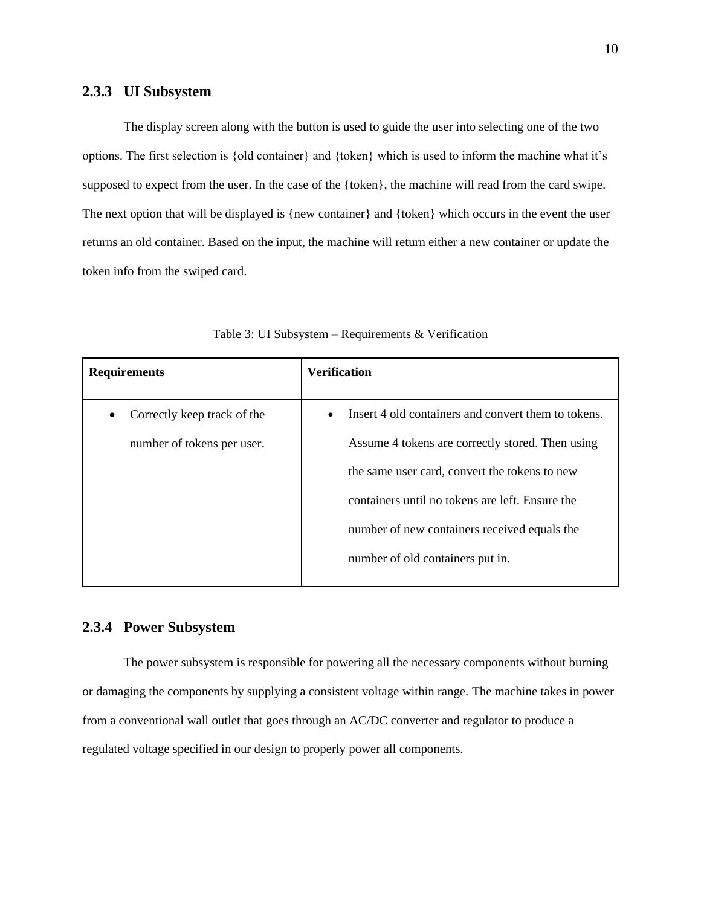### 2.3.3 UI Subsystem

The display screen along with the button is used to guide the user into selecting one of the two options. The first selection is {old container} and {token} which is used to inform the machine what it's supposed to expect from the user. In the case of the {token}, the machine will read from the card swipe. The next option that will be displayed is {new container} and {token} which occurs in the event the user returns an old container. Based on the input, the machine will return either a new container or update the token info from the swiped card.

Table 3: UI Subsystem – Requirements & Verification

| **Requirements** | **Verification** |
| --- | --- |
| • Correctly keep track of the number of tokens per user. | • Insert 4 old containers and convert them to tokens. Assume 4 tokens are correctly stored. Then using the same user card, convert the tokens to new containers until no tokens are left. Ensure the number of new containers received equals the number of old containers put in. |

### 2.3.4 Power Subsystem

The power subsystem is responsible for powering all the necessary components without burning or damaging the components by supplying a consistent voltage within range. The machine takes in power from a conventional wall outlet that goes through an AC/DC converter and regulator to produce a regulated voltage specified in our design to properly power all components.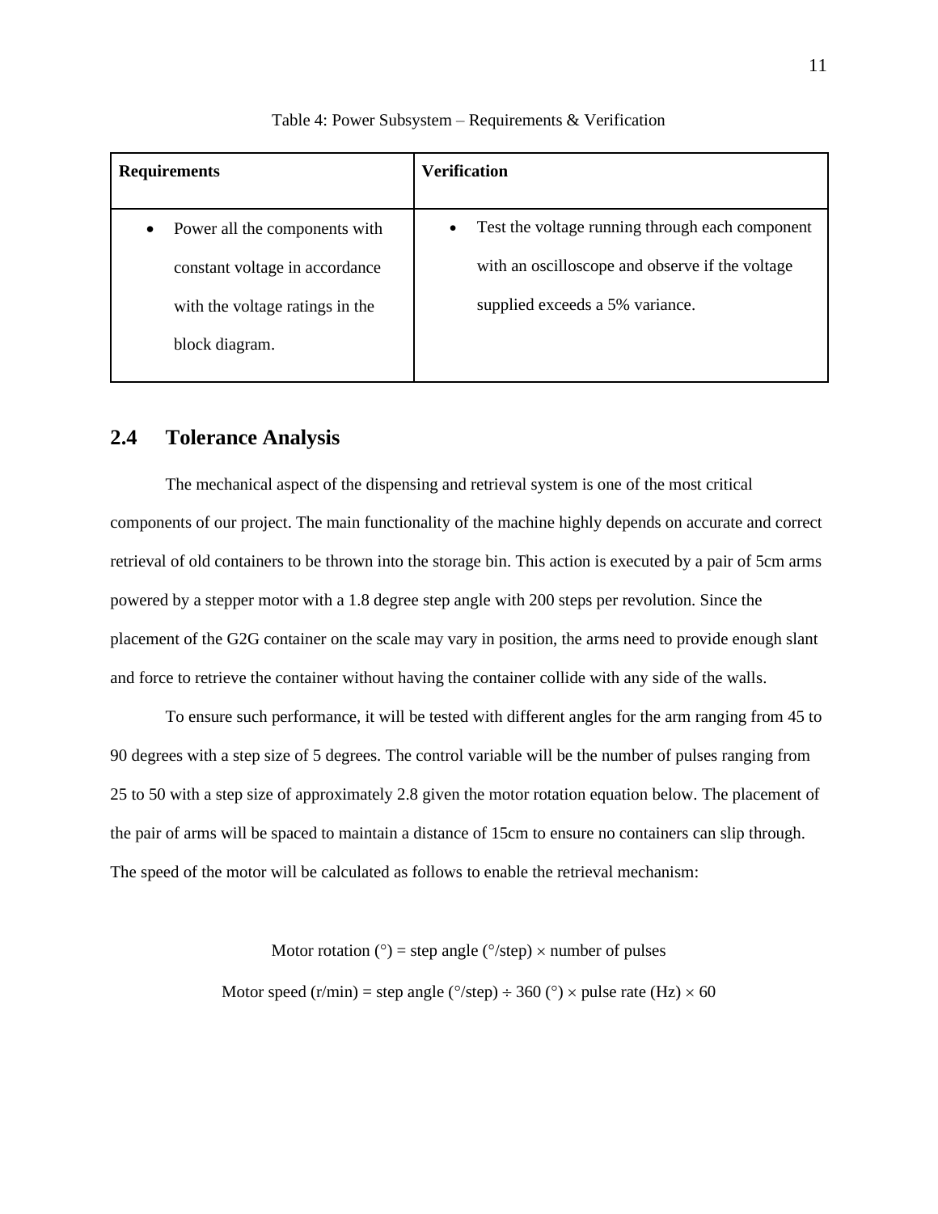Table 4: Power Subsystem – Requirements & Verification

| Requirements | Verification |
| --- | --- |
| • Power all the components with constant voltage in accordance with the voltage ratings in the block diagram. | • Test the voltage running through each component with an oscilloscope and observe if the voltage supplied exceeds a 5% variance. |

## 2.4 Tolerance Analysis

The mechanical aspect of the dispensing and retrieval system is one of the most critical components of our project. The main functionality of the machine highly depends on accurate and correct retrieval of old containers to be thrown into the storage bin. This action is executed by a pair of 5cm arms powered by a stepper motor with a 1.8 degree step angle with 200 steps per revolution. Since the placement of the G2G container on the scale may vary in position, the arms need to provide enough slant and force to retrieve the container without having the container collide with any side of the walls.

To ensure such performance, it will be tested with different angles for the arm ranging from 45 to 90 degrees with a step size of 5 degrees. The control variable will be the number of pulses ranging from 25 to 50 with a step size of approximately 2.8 given the motor rotation equation below. The placement of the pair of arms will be spaced to maintain a distance of 15cm to ensure no containers can slip through. The speed of the motor will be calculated as follows to enable the retrieval mechanism:

$$\text{Motor rotation } (^\circ) = \text{step angle } (^\circ/\text{step}) \times \text{number of pulses}$$

$$\text{Motor speed (r/min)} = \text{step angle } (^\circ/\text{step}) \div 360\ (^\circ) \times \text{pulse rate (Hz)} \times 60$$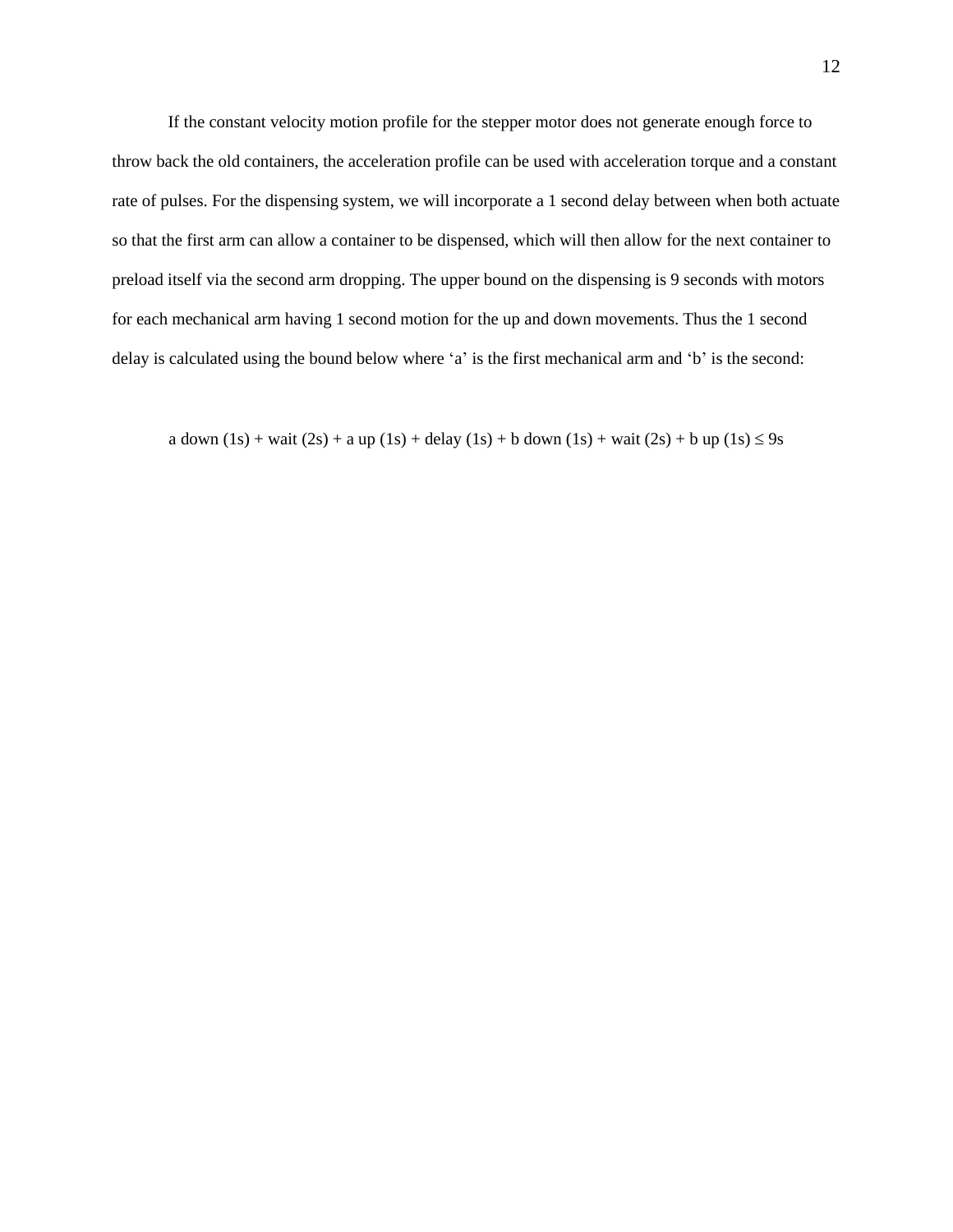If the constant velocity motion profile for the stepper motor does not generate enough force to throw back the old containers, the acceleration profile can be used with acceleration torque and a constant rate of pulses. For the dispensing system, we will incorporate a 1 second delay between when both actuate so that the first arm can allow a container to be dispensed, which will then allow for the next container to preload itself via the second arm dropping. The upper bound on the dispensing is 9 seconds with motors for each mechanical arm having 1 second motion for the up and down movements. Thus the 1 second delay is calculated using the bound below where 'a' is the first mechanical arm and 'b' is the second:

a down (1s) + wait (2s) + a up (1s) + delay (1s) + b down (1s) + wait (2s) + b up (1s) $\leq$ 9s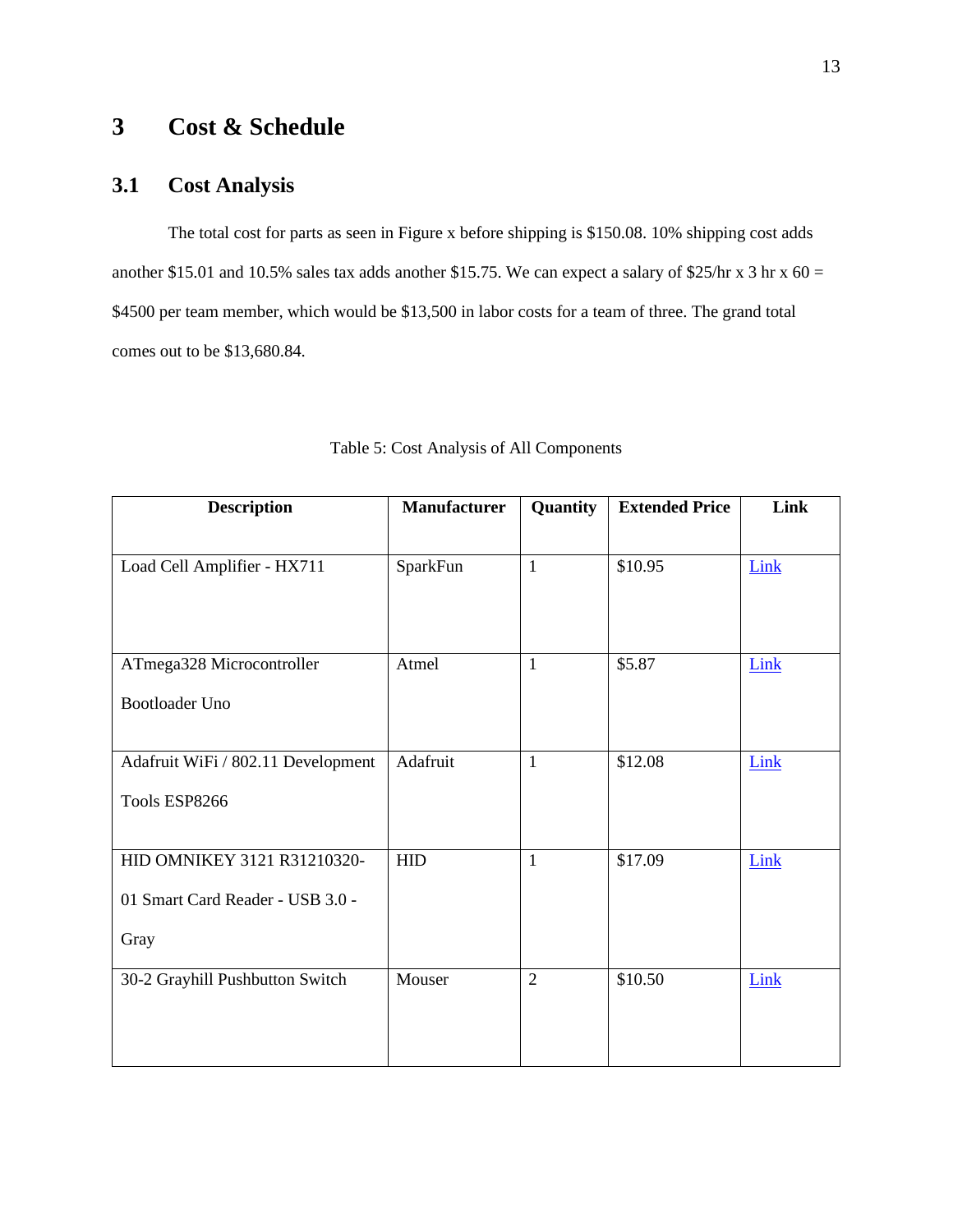# 3 Cost & Schedule

## 3.1 Cost Analysis

The total cost for parts as seen in Figure x before shipping is $150.08. 10% shipping cost adds another $15.01 and 10.5% sales tax adds another $15.75. We can expect a salary of $25/hr x 3 hr x 60 = $4500 per team member, which would be $13,500 in labor costs for a team of three. The grand total comes out to be $13,680.84.

Table 5: Cost Analysis of All Components

| Description | Manufacturer | Quantity | Extended Price | Link |
|---|---|---|---|---|
| Load Cell Amplifier - HX711 | SparkFun | 1 | $10.95 | Link |
| ATmega328 Microcontroller Bootloader Uno | Atmel | 1 | $5.87 | Link |
| Adafruit WiFi / 802.11 Development Tools ESP8266 | Adafruit | 1 | $12.08 | Link |
| HID OMNIKEY 3121 R31210320-01 Smart Card Reader - USB 3.0 - Gray | HID | 1 | $17.09 | Link |
| 30-2 Grayhill Pushbutton Switch | Mouser | 2 | $10.50 | Link |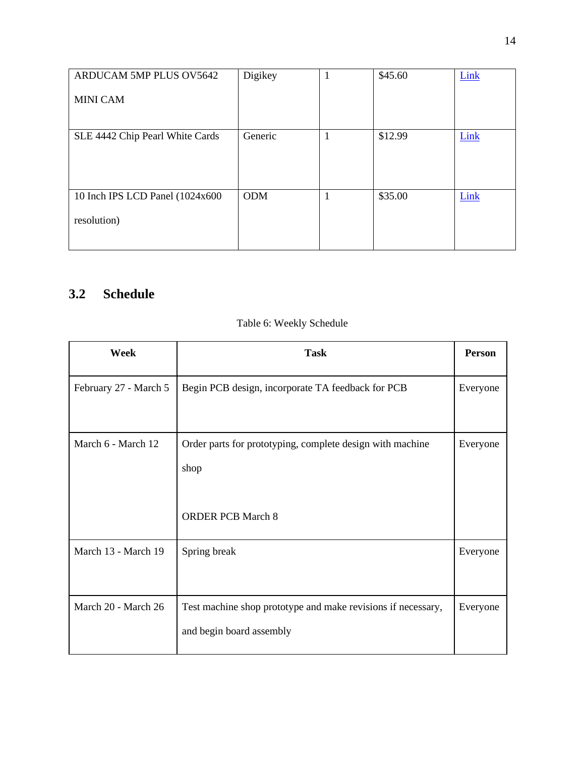| ARDUCAM 5MP PLUS OV5642 MINI CAM | Digikey | 1 | $45.60 | Link |
|---|---|---|---|---|
| SLE 4442 Chip Pearl White Cards | Generic | 1 | $12.99 | Link |
| 10 Inch IPS LCD Panel (1024x600 resolution) | ODM | 1 | $35.00 | Link |

## 3.2 Schedule

Table 6: Weekly Schedule

| Week | Task | Person |
|---|---|---|
| February 27 - March 5 | Begin PCB design, incorporate TA feedback for PCB | Everyone |
| March 6 - March 12 | Order parts for prototyping, complete design with machine shop<br><br>ORDER PCB March 8 | Everyone |
| March 13 - March 19 | Spring break | Everyone |
| March 20 - March 26 | Test machine shop prototype and make revisions if necessary, and begin board assembly | Everyone |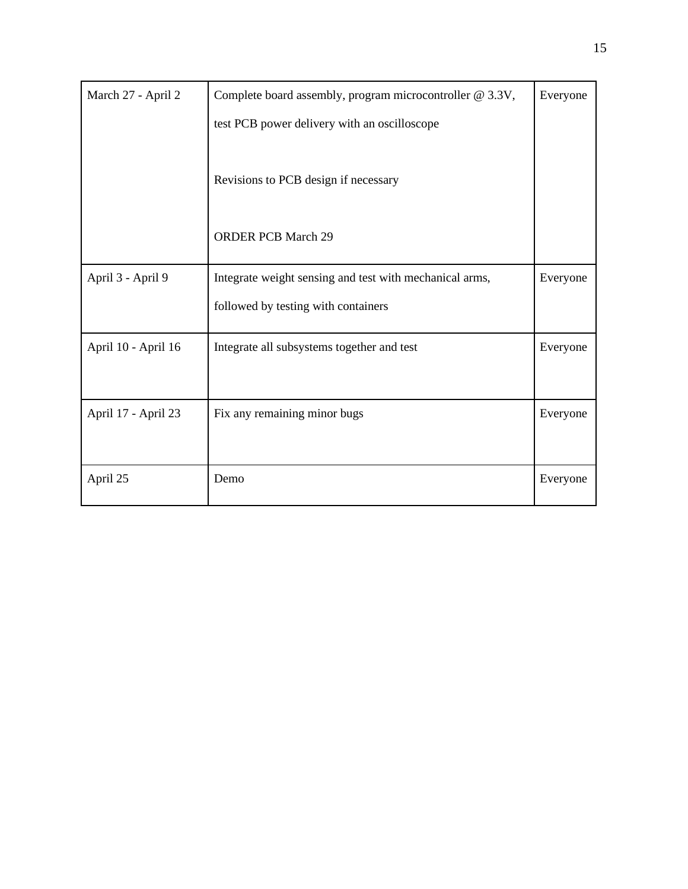| | | |
|---|---|---|
| March 27 - April 2 | Complete board assembly, program microcontroller @ 3.3V, test PCB power delivery with an oscilloscope<br><br>Revisions to PCB design if necessary<br><br>ORDER PCB March 29 | Everyone |
| April 3 - April 9 | Integrate weight sensing and test with mechanical arms, followed by testing with containers | Everyone |
| April 10 - April 16 | Integrate all subsystems together and test | Everyone |
| April 17 - April 23 | Fix any remaining minor bugs | Everyone |
| April 25 | Demo | Everyone |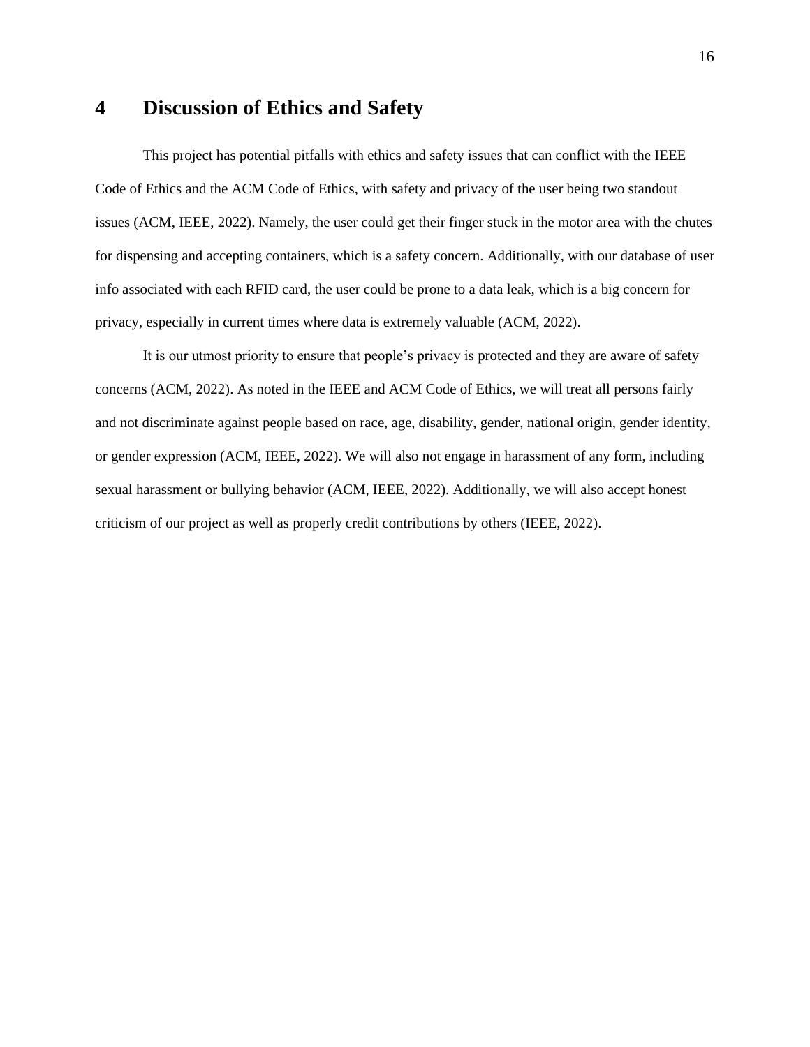# 4 Discussion of Ethics and Safety

This project has potential pitfalls with ethics and safety issues that can conflict with the IEEE Code of Ethics and the ACM Code of Ethics, with safety and privacy of the user being two standout issues (ACM, IEEE, 2022). Namely, the user could get their finger stuck in the motor area with the chutes for dispensing and accepting containers, which is a safety concern. Additionally, with our database of user info associated with each RFID card, the user could be prone to a data leak, which is a big concern for privacy, especially in current times where data is extremely valuable (ACM, 2022).

It is our utmost priority to ensure that people's privacy is protected and they are aware of safety concerns (ACM, 2022). As noted in the IEEE and ACM Code of Ethics, we will treat all persons fairly and not discriminate against people based on race, age, disability, gender, national origin, gender identity, or gender expression (ACM, IEEE, 2022). We will also not engage in harassment of any form, including sexual harassment or bullying behavior (ACM, IEEE, 2022). Additionally, we will also accept honest criticism of our project as well as properly credit contributions by others (IEEE, 2022).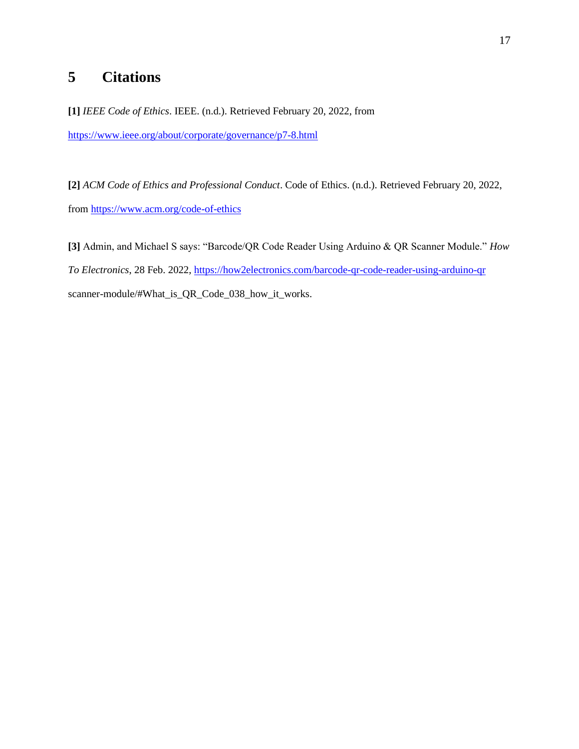# 5 Citations

**[1]** *IEEE Code of Ethics*. IEEE. (n.d.). Retrieved February 20, 2022, from https://www.ieee.org/about/corporate/governance/p7-8.html

**[2]** *ACM Code of Ethics and Professional Conduct*. Code of Ethics. (n.d.). Retrieved February 20, 2022, from https://www.acm.org/code-of-ethics

**[3]** Admin, and Michael S says: "Barcode/QR Code Reader Using Arduino & QR Scanner Module." *How To Electronics*, 28 Feb. 2022, https://how2electronics.com/barcode-qr-code-reader-using-arduino-qr scanner-module/#What_is_QR_Code_038_how_it_works.